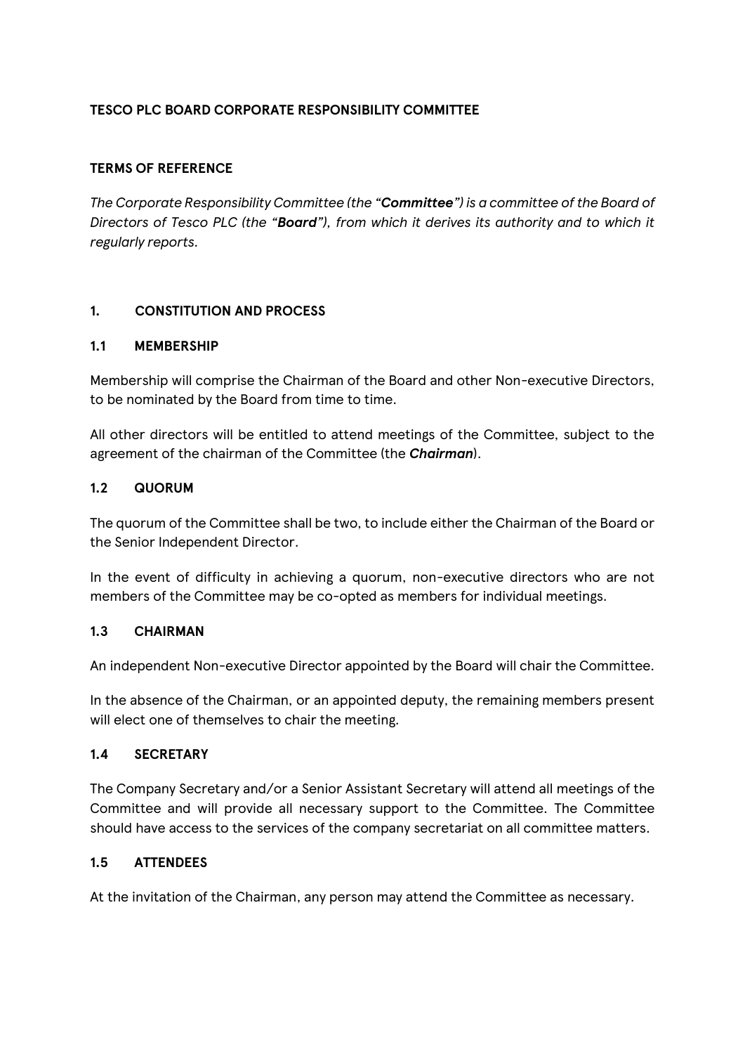**TESCO PLC BOARD CORPORATE RESPONSIBILITY COMMITTEE**

**TERMS OF REFERENCE**

*The Corporate Responsibility Committee (the "**Committee**") is a committee of the Board of Directors of Tesco PLC (the "**Board**"), from which it derives its authority and to which it regularly reports.*

## 1. CONSTITUTION AND PROCESS

### 1.1 MEMBERSHIP

Membership will comprise the Chairman of the Board and other Non-executive Directors, to be nominated by the Board from time to time.

All other directors will be entitled to attend meetings of the Committee, subject to the agreement of the chairman of the Committee (the ***Chairman***).

### 1.2 QUORUM

The quorum of the Committee shall be two, to include either the Chairman of the Board or the Senior Independent Director.

In the event of difficulty in achieving a quorum, non-executive directors who are not members of the Committee may be co-opted as members for individual meetings.

### 1.3 CHAIRMAN

An independent Non-executive Director appointed by the Board will chair the Committee.

In the absence of the Chairman, or an appointed deputy, the remaining members present will elect one of themselves to chair the meeting.

### 1.4 SECRETARY

The Company Secretary and/or a Senior Assistant Secretary will attend all meetings of the Committee and will provide all necessary support to the Committee. The Committee should have access to the services of the company secretariat on all committee matters.

### 1.5 ATTENDEES

At the invitation of the Chairman, any person may attend the Committee as necessary.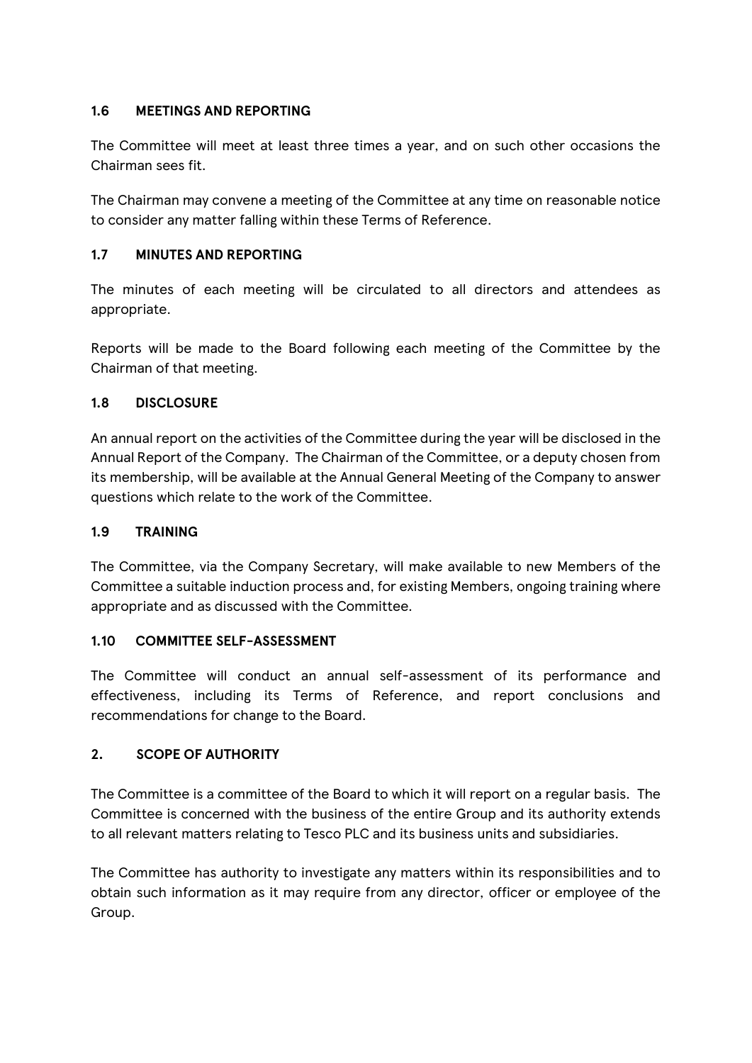### 1.6 MEETINGS AND REPORTING

The Committee will meet at least three times a year, and on such other occasions the Chairman sees fit.

The Chairman may convene a meeting of the Committee at any time on reasonable notice to consider any matter falling within these Terms of Reference.

### 1.7 MINUTES AND REPORTING

The minutes of each meeting will be circulated to all directors and attendees as appropriate.

Reports will be made to the Board following each meeting of the Committee by the Chairman of that meeting.

### 1.8 DISCLOSURE

An annual report on the activities of the Committee during the year will be disclosed in the Annual Report of the Company. The Chairman of the Committee, or a deputy chosen from its membership, will be available at the Annual General Meeting of the Company to answer questions which relate to the work of the Committee.

### 1.9 TRAINING

The Committee, via the Company Secretary, will make available to new Members of the Committee a suitable induction process and, for existing Members, ongoing training where appropriate and as discussed with the Committee.

### 1.10 COMMITTEE SELF-ASSESSMENT

The Committee will conduct an annual self-assessment of its performance and effectiveness, including its Terms of Reference, and report conclusions and recommendations for change to the Board.

## 2. SCOPE OF AUTHORITY

The Committee is a committee of the Board to which it will report on a regular basis. The Committee is concerned with the business of the entire Group and its authority extends to all relevant matters relating to Tesco PLC and its business units and subsidiaries.

The Committee has authority to investigate any matters within its responsibilities and to obtain such information as it may require from any director, officer or employee of the Group.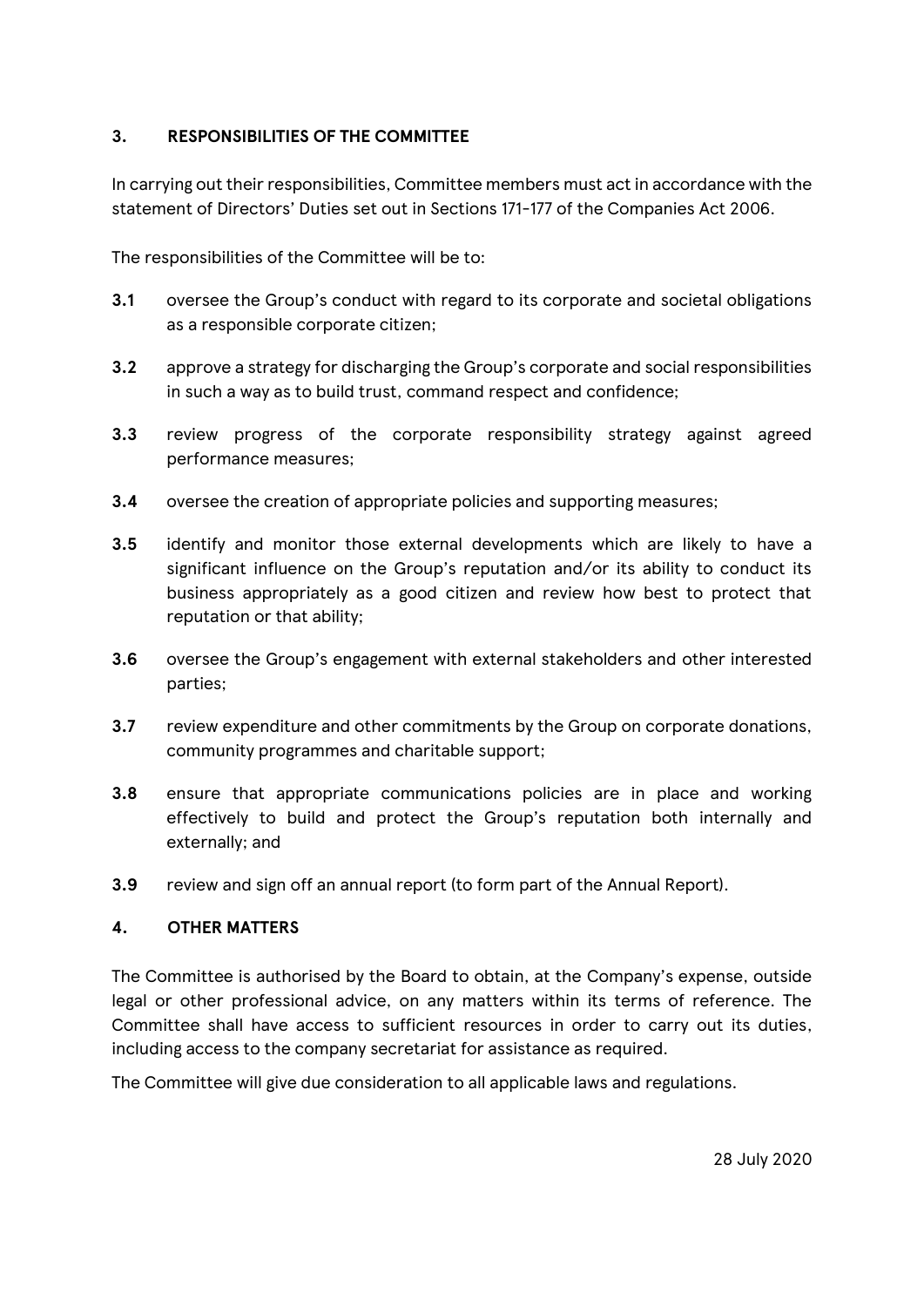## 3. RESPONSIBILITIES OF THE COMMITTEE

In carrying out their responsibilities, Committee members must act in accordance with the statement of Directors' Duties set out in Sections 171-177 of the Companies Act 2006.

The responsibilities of the Committee will be to:

**3.1** oversee the Group's conduct with regard to its corporate and societal obligations as a responsible corporate citizen;

**3.2** approve a strategy for discharging the Group's corporate and social responsibilities in such a way as to build trust, command respect and confidence;

**3.3** review progress of the corporate responsibility strategy against agreed performance measures;

**3.4** oversee the creation of appropriate policies and supporting measures;

**3.5** identify and monitor those external developments which are likely to have a significant influence on the Group's reputation and/or its ability to conduct its business appropriately as a good citizen and review how best to protect that reputation or that ability;

**3.6** oversee the Group's engagement with external stakeholders and other interested parties;

**3.7** review expenditure and other commitments by the Group on corporate donations, community programmes and charitable support;

**3.8** ensure that appropriate communications policies are in place and working effectively to build and protect the Group's reputation both internally and externally; and

**3.9** review and sign off an annual report (to form part of the Annual Report).

## 4. OTHER MATTERS

The Committee is authorised by the Board to obtain, at the Company's expense, outside legal or other professional advice, on any matters within its terms of reference. The Committee shall have access to sufficient resources in order to carry out its duties, including access to the company secretariat for assistance as required.

The Committee will give due consideration to all applicable laws and regulations.

28 July 2020